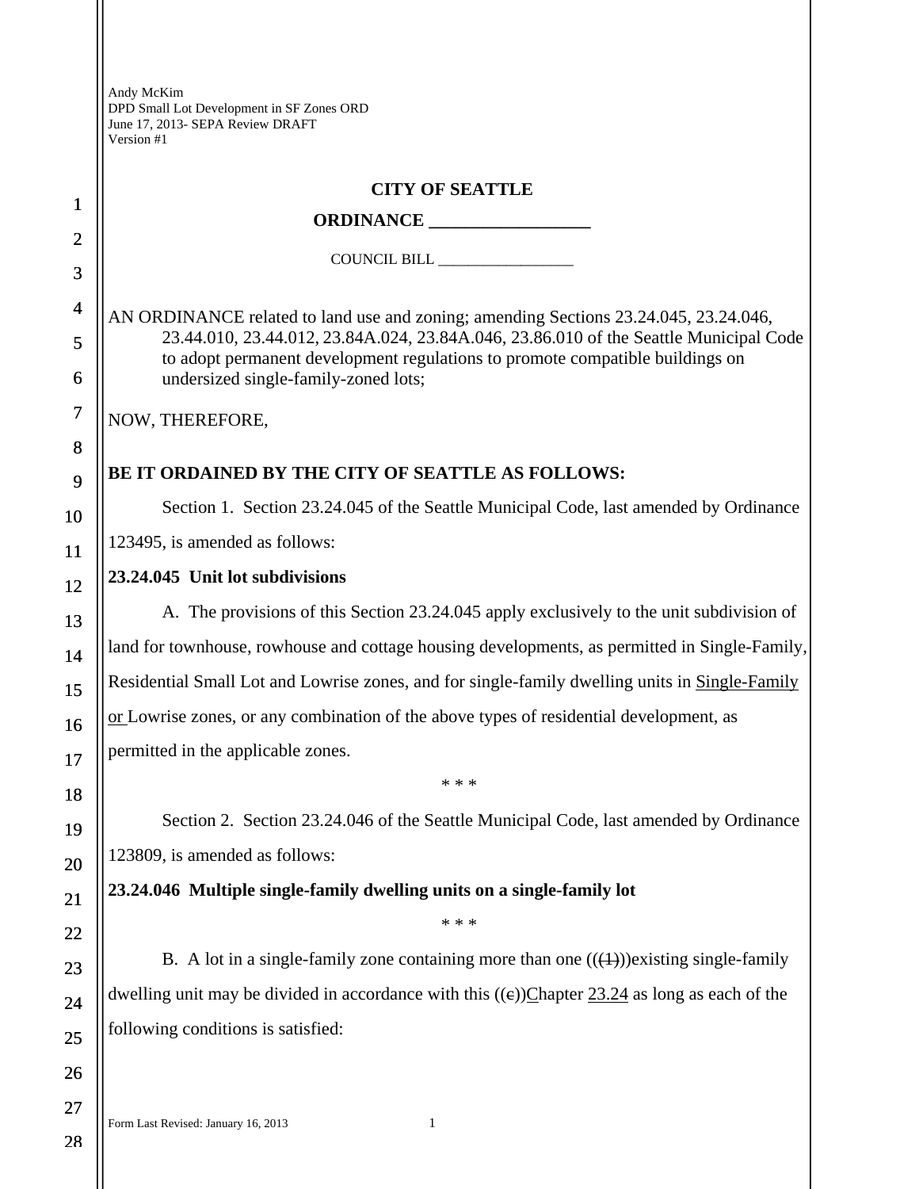Andy McKim
DPD Small Lot Development in SF Zones ORD
June 17, 2013- SEPA Review DRAFT
Version #1

**CITY OF SEATTLE**

**ORDINANCE __________________**

COUNCIL BILL __________________

AN ORDINANCE related to land use and zoning; amending Sections 23.24.045, 23.24.046, 23.44.010, 23.44.012, 23.84A.024, 23.84A.046, 23.86.010 of the Seattle Municipal Code to adopt permanent development regulations to promote compatible buildings on undersized single-family-zoned lots;

NOW, THEREFORE,

**BE IT ORDAINED BY THE CITY OF SEATTLE AS FOLLOWS:**

Section 1. Section 23.24.045 of the Seattle Municipal Code, last amended by Ordinance 123495, is amended as follows:

**23.24.045 Unit lot subdivisions**

A. The provisions of this Section 23.24.045 apply exclusively to the unit subdivision of land for townhouse, rowhouse and cottage housing developments, as permitted in Single-Family, Residential Small Lot and Lowrise zones, and for single-family dwelling units in Single-Family or Lowrise zones, or any combination of the above types of residential development, as permitted in the applicable zones.

\* \* \*

Section 2. Section 23.24.046 of the Seattle Municipal Code, last amended by Ordinance 123809, is amended as follows:

**23.24.046 Multiple single-family dwelling units on a single-family lot**

\* \* \*

B. A lot in a single-family zone containing more than one (((1)))existing single-family dwelling unit may be divided in accordance with this ((c))Chapter 23.24 as long as each of the following conditions is satisfied: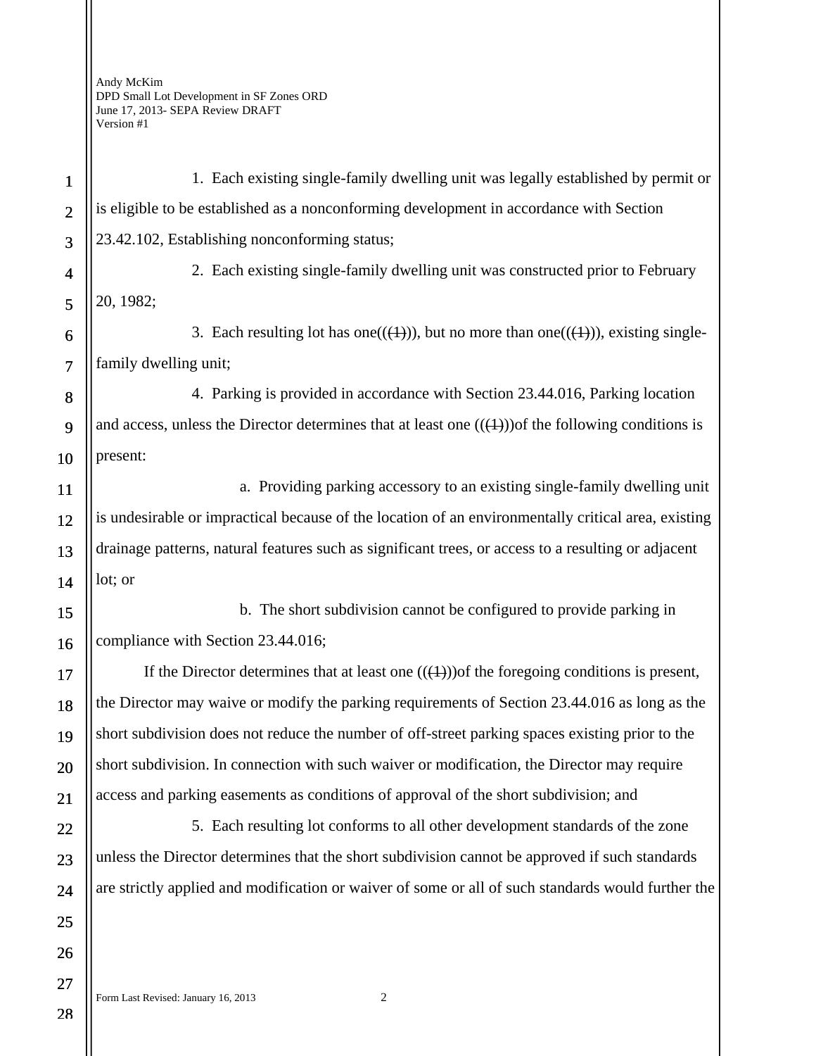1. Each existing single-family dwelling unit was legally established by permit or is eligible to be established as a nonconforming development in accordance with Section 23.42.102, Establishing nonconforming status;

2. Each existing single-family dwelling unit was constructed prior to February 20, 1982;

3. Each resulting lot has one((~~(1)~~)), but no more than one((~~(1)~~)), existing single-family dwelling unit;

4. Parking is provided in accordance with Section 23.44.016, Parking location and access, unless the Director determines that at least one ((~~(1)~~))of the following conditions is present:

a. Providing parking accessory to an existing single-family dwelling unit is undesirable or impractical because of the location of an environmentally critical area, existing drainage patterns, natural features such as significant trees, or access to a resulting or adjacent lot; or

b. The short subdivision cannot be configured to provide parking in compliance with Section 23.44.016;

If the Director determines that at least one ((~~(1)~~))of the foregoing conditions is present, the Director may waive or modify the parking requirements of Section 23.44.016 as long as the short subdivision does not reduce the number of off-street parking spaces existing prior to the short subdivision. In connection with such waiver or modification, the Director may require access and parking easements as conditions of approval of the short subdivision; and

5. Each resulting lot conforms to all other development standards of the zone unless the Director determines that the short subdivision cannot be approved if such standards are strictly applied and modification or waiver of some or all of such standards would further the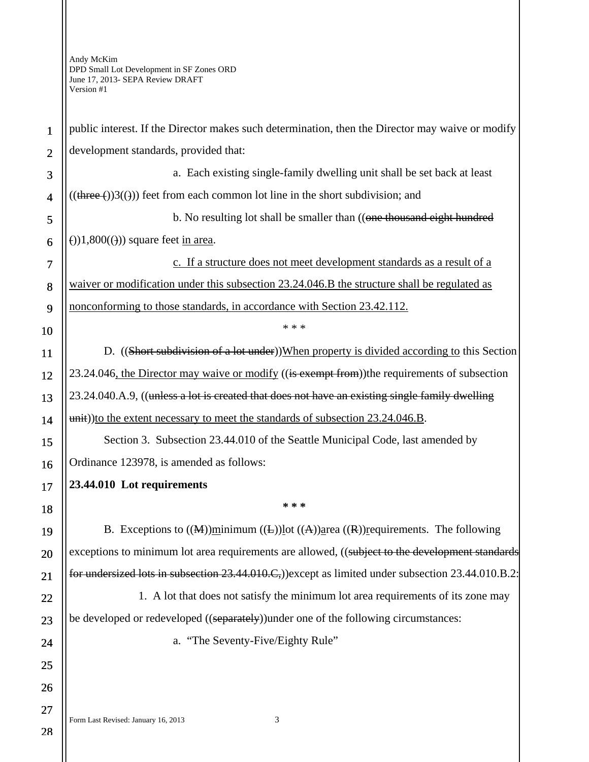public interest. If the Director makes such determination, then the Director may waive or modify development standards, provided that:

a. Each existing single-family dwelling unit shall be set back at least ((~~three (~~))3((~~)~~)) feet from each common lot line in the short subdivision; and

b. No resulting lot shall be smaller than ((~~one thousand eight hundred (~~))1,800((~~)~~)) square feet <u>in area</u>.

<u>c. If a structure does not meet development standards as a result of a waiver or modification under this subsection 23.24.046.B the structure shall be regulated as nonconforming to those standards, in accordance with Section 23.42.112.</u>

\* \* \*

D. ((~~Short subdivision of a lot under~~))<u>When property is divided according to</u> this Section 23.24.046<u>, the Director may waive or modify</u> ((~~is exempt from~~))the requirements of subsection 23.24.040.A.9, ((~~unless a lot is created that does not have an existing single family dwelling unit~~))<u>to the extent necessary to meet the standards of subsection 23.24.046.B</u>.

Section 3. Subsection 23.44.010 of the Seattle Municipal Code, last amended by Ordinance 123978, is amended as follows:

**23.44.010 Lot requirements**

**\* \* \***

B. Exceptions to ((~~M~~))<u>m</u>inimum ((~~L~~))<u>l</u>ot ((~~A~~))<u>a</u>rea ((~~R~~))<u>r</u>equirements. The following exceptions to minimum lot area requirements are allowed, ((~~subject to the development standards for undersized lots in subsection 23.44.010.C,~~))except as limited under subsection 23.44.010.B.2:

1. A lot that does not satisfy the minimum lot area requirements of its zone may be developed or redeveloped ((~~separately~~))under one of the following circumstances:

a. "The Seventy-Five/Eighty Rule"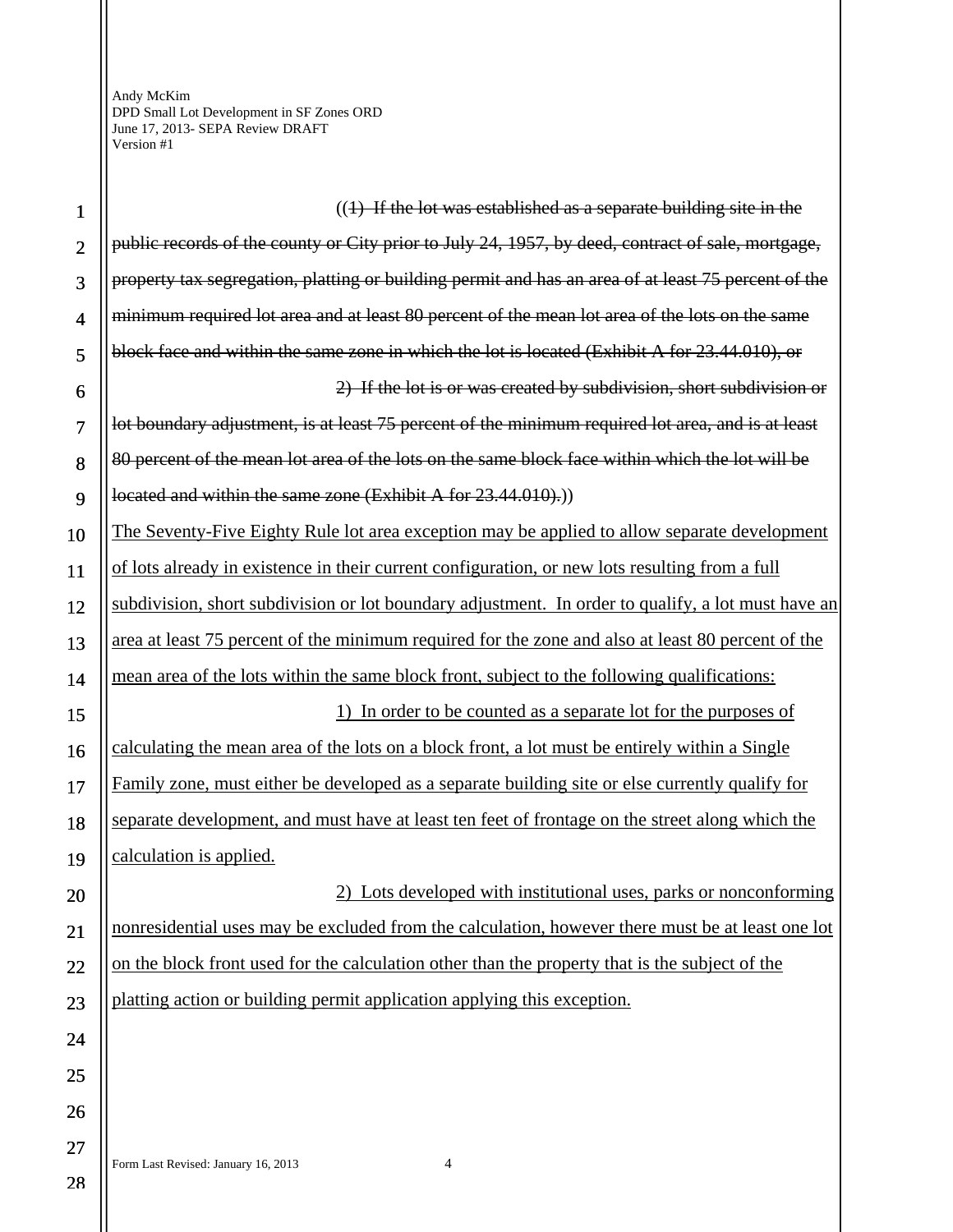((~~1) If the lot was established as a separate building site in the public records of the county or City prior to July 24, 1957, by deed, contract of sale, mortgage, property tax segregation, platting or building permit and has an area of at least 75 percent of the minimum required lot area and at least 80 percent of the mean lot area of the lots on the same block face and within the same zone in which the lot is located (Exhibit A for 23.44.010), or~~

~~2) If the lot is or was created by subdivision, short subdivision or lot boundary adjustment, is at least 75 percent of the minimum required lot area, and is at least 80 percent of the mean lot area of the lots on the same block face within which the lot will be located and within the same zone (Exhibit A for 23.44.010).~~))

<u>The Seventy-Five Eighty Rule lot area exception may be applied to allow separate development of lots already in existence in their current configuration, or new lots resulting from a full subdivision, short subdivision or lot boundary adjustment. In order to qualify, a lot must have an area at least 75 percent of the minimum required for the zone and also at least 80 percent of the mean area of the lots within the same block front, subject to the following qualifications:</u>

<u>1) In order to be counted as a separate lot for the purposes of calculating the mean area of the lots on a block front, a lot must be entirely within a Single Family zone, must either be developed as a separate building site or else currently qualify for separate development, and must have at least ten feet of frontage on the street along which the calculation is applied.</u>

<u>2) Lots developed with institutional uses, parks or nonconforming nonresidential uses may be excluded from the calculation, however there must be at least one lot on the block front used for the calculation other than the property that is the subject of the platting action or building permit application applying this exception.</u>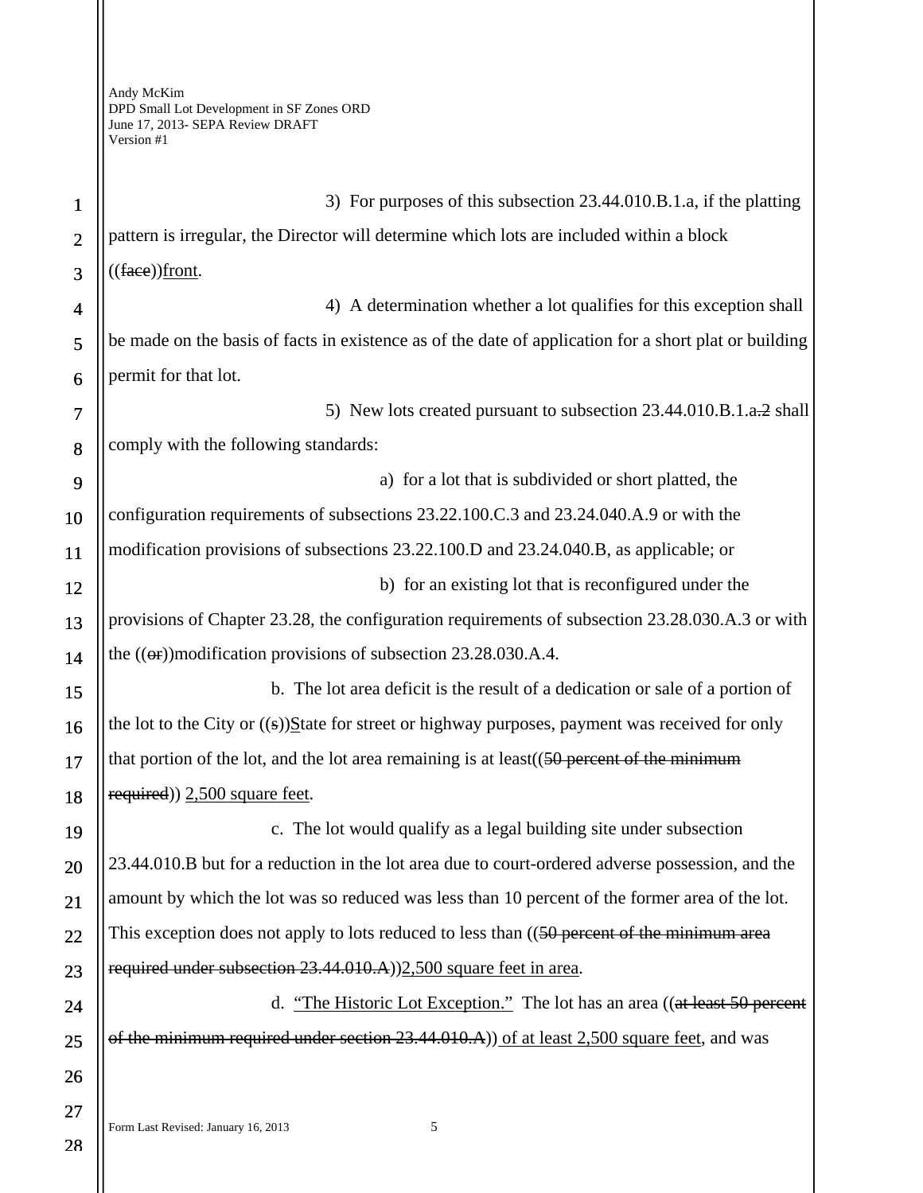3) For purposes of this subsection 23.44.010.B.1.a, if the platting pattern is irregular, the Director will determine which lots are included within a block ((~~face~~))<u>front</u>.

4) A determination whether a lot qualifies for this exception shall be made on the basis of facts in existence as of the date of application for a short plat or building permit for that lot.

5) New lots created pursuant to subsection 23.44.010.B.1.a~~.2~~ shall comply with the following standards:

a) for a lot that is subdivided or short platted, the configuration requirements of subsections 23.22.100.C.3 and 23.24.040.A.9 or with the modification provisions of subsections 23.22.100.D and 23.24.040.B, as applicable; or

b) for an existing lot that is reconfigured under the provisions of Chapter 23.28, the configuration requirements of subsection 23.28.030.A.3 or with the ((~~or~~))modification provisions of subsection 23.28.030.A.4.

b. The lot area deficit is the result of a dedication or sale of a portion of the lot to the City or ((~~s~~))<u>S</u>tate for street or highway purposes, payment was received for only that portion of the lot, and the lot area remaining is at least((~~50 percent of the minimum required~~)) <u>2,500 square feet</u>.

c. The lot would qualify as a legal building site under subsection 23.44.010.B but for a reduction in the lot area due to court-ordered adverse possession, and the amount by which the lot was so reduced was less than 10 percent of the former area of the lot. This exception does not apply to lots reduced to less than ((~~50 percent of the minimum area required under subsection 23.44.010.A~~))<u>2,500 square feet in area</u>.

d. <u>"The Historic Lot Exception."</u> The lot has an area ((~~at least 50 percent of the minimum required under section 23.44.010.A~~)) <u>of at least 2,500 square feet</u>, and was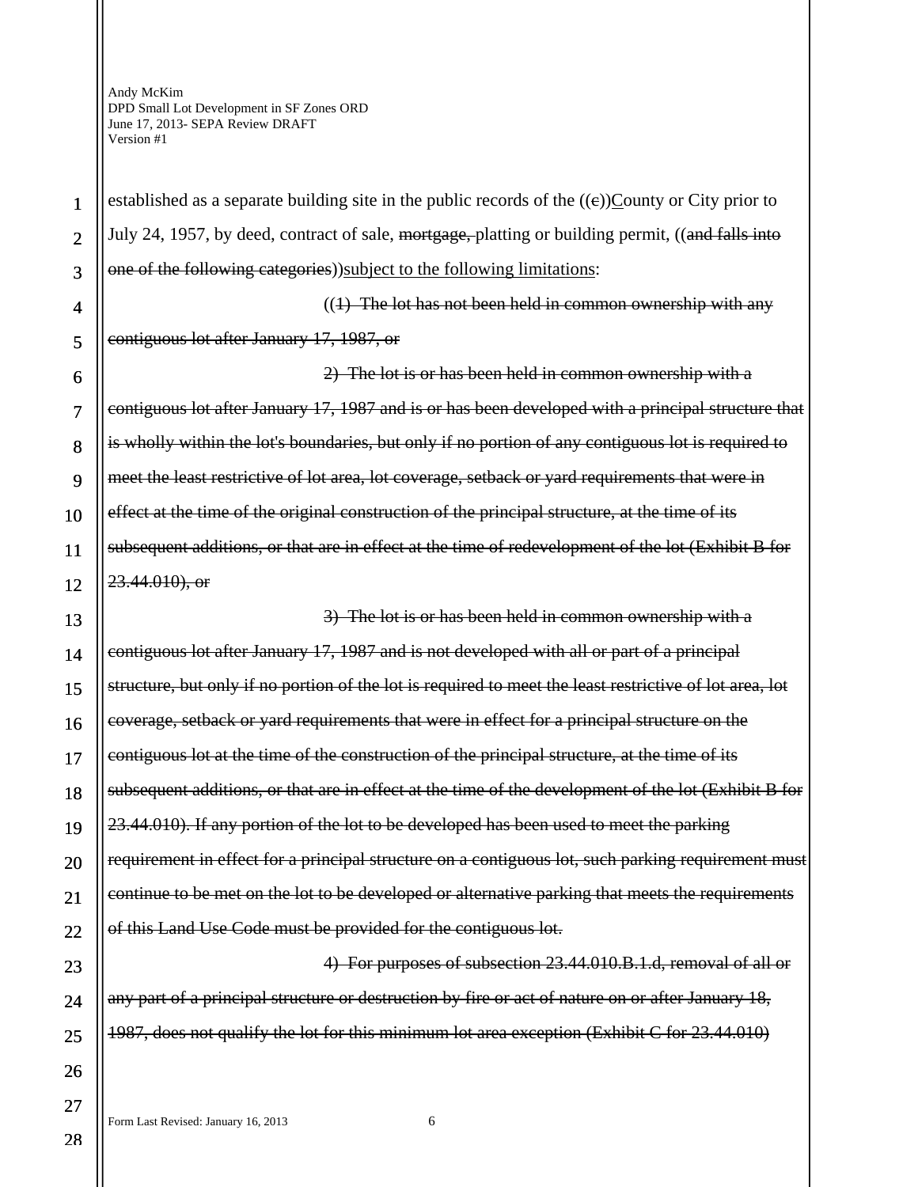established as a separate building site in the public records of the ((c))County or City prior to July 24, 1957, by deed, contract of sale, ~~mortgage,~~ platting or building permit, ((~~and falls into one of the following categories~~))subject to the following limitations:

((~~1) The lot has not been held in common ownership with any contiguous lot after January 17, 1987, or~~

~~2) The lot is or has been held in common ownership with a contiguous lot after January 17, 1987 and is or has been developed with a principal structure that is wholly within the lot's boundaries, but only if no portion of any contiguous lot is required to meet the least restrictive of lot area, lot coverage, setback or yard requirements that were in effect at the time of the original construction of the principal structure, at the time of its subsequent additions, or that are in effect at the time of redevelopment of the lot (Exhibit B for 23.44.010), or~~

~~3) The lot is or has been held in common ownership with a contiguous lot after January 17, 1987 and is not developed with all or part of a principal structure, but only if no portion of the lot is required to meet the least restrictive of lot area, lot coverage, setback or yard requirements that were in effect for a principal structure on the contiguous lot at the time of the construction of the principal structure, at the time of its subsequent additions, or that are in effect at the time of the development of the lot (Exhibit B for 23.44.010). If any portion of the lot to be developed has been used to meet the parking requirement in effect for a principal structure on a contiguous lot, such parking requirement must continue to be met on the lot to be developed or alternative parking that meets the requirements of this Land Use Code must be provided for the contiguous lot.~~

~~4) For purposes of subsection 23.44.010.B.1.d, removal of all or any part of a principal structure or destruction by fire or act of nature on or after January 18, 1987, does not qualify the lot for this minimum lot area exception (Exhibit C for 23.44.010)~~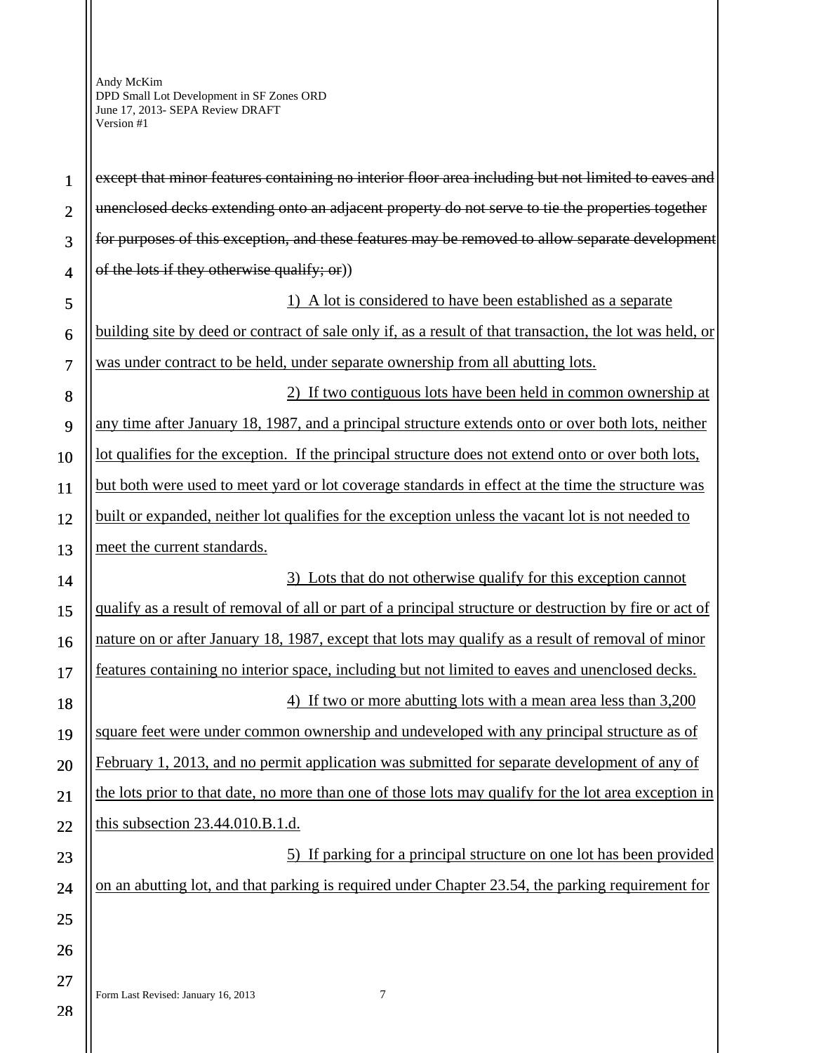~~except that minor features containing no interior floor area including but not limited to eaves and unenclosed decks extending onto an adjacent property do not serve to tie the properties together for purposes of this exception, and these features may be removed to allow separate development of the lots if they otherwise qualify; or~~))

<u>1) A lot is considered to have been established as a separate building site by deed or contract of sale only if, as a result of that transaction, the lot was held, or was under contract to be held, under separate ownership from all abutting lots.</u>

<u>2) If two contiguous lots have been held in common ownership at any time after January 18, 1987, and a principal structure extends onto or over both lots, neither lot qualifies for the exception. If the principal structure does not extend onto or over both lots, but both were used to meet yard or lot coverage standards in effect at the time the structure was built or expanded, neither lot qualifies for the exception unless the vacant lot is not needed to meet the current standards.</u>

<u>3) Lots that do not otherwise qualify for this exception cannot qualify as a result of removal of all or part of a principal structure or destruction by fire or act of nature on or after January 18, 1987, except that lots may qualify as a result of removal of minor features containing no interior space, including but not limited to eaves and unenclosed decks.</u>

<u>4) If two or more abutting lots with a mean area less than 3,200 square feet were under common ownership and undeveloped with any principal structure as of February 1, 2013, and no permit application was submitted for separate development of any of the lots prior to that date, no more than one of those lots may qualify for the lot area exception in this subsection 23.44.010.B.1.d.</u>

<u>5) If parking for a principal structure on one lot has been provided on an abutting lot, and that parking is required under Chapter 23.54, the parking requirement for</u>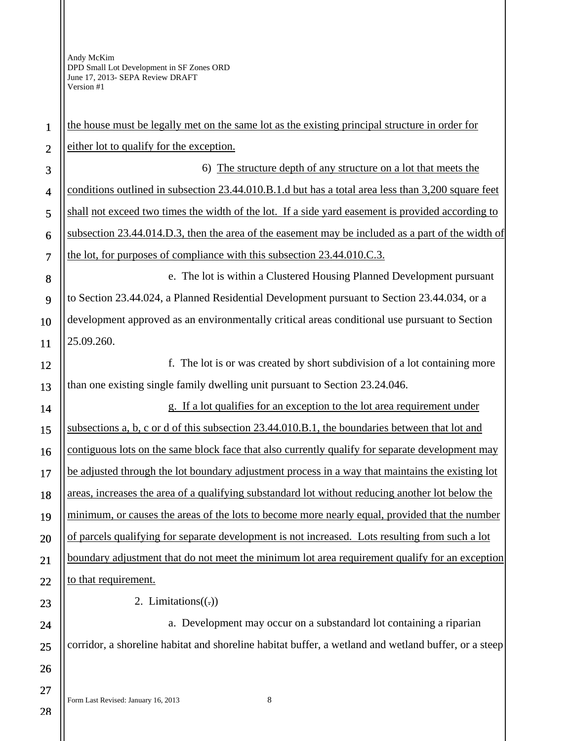the house must be legally met on the same lot as the existing principal structure in order for either lot to qualify for the exception.

6) The structure depth of any structure on a lot that meets the conditions outlined in subsection 23.44.010.B.1.d but has a total area less than 3,200 square feet shall not exceed two times the width of the lot. If a side yard easement is provided according to subsection 23.44.014.D.3, then the area of the easement may be included as a part of the width of the lot, for purposes of compliance with this subsection 23.44.010.C.3.

e. The lot is within a Clustered Housing Planned Development pursuant to Section 23.44.024, a Planned Residential Development pursuant to Section 23.44.034, or a development approved as an environmentally critical areas conditional use pursuant to Section 25.09.260.

f. The lot is or was created by short subdivision of a lot containing more than one existing single family dwelling unit pursuant to Section 23.24.046.

g. If a lot qualifies for an exception to the lot area requirement under subsections a, b, c or d of this subsection 23.44.010.B.1, the boundaries between that lot and contiguous lots on the same block face that also currently qualify for separate development may be adjusted through the lot boundary adjustment process in a way that maintains the existing lot areas, increases the area of a qualifying substandard lot without reducing another lot below the minimum, or causes the areas of the lots to become more nearly equal, provided that the number of parcels qualifying for separate development is not increased. Lots resulting from such a lot boundary adjustment that do not meet the minimum lot area requirement qualify for an exception to that requirement.

2. Limitations((.))

a. Development may occur on a substandard lot containing a riparian corridor, a shoreline habitat and shoreline habitat buffer, a wetland and wetland buffer, or a steep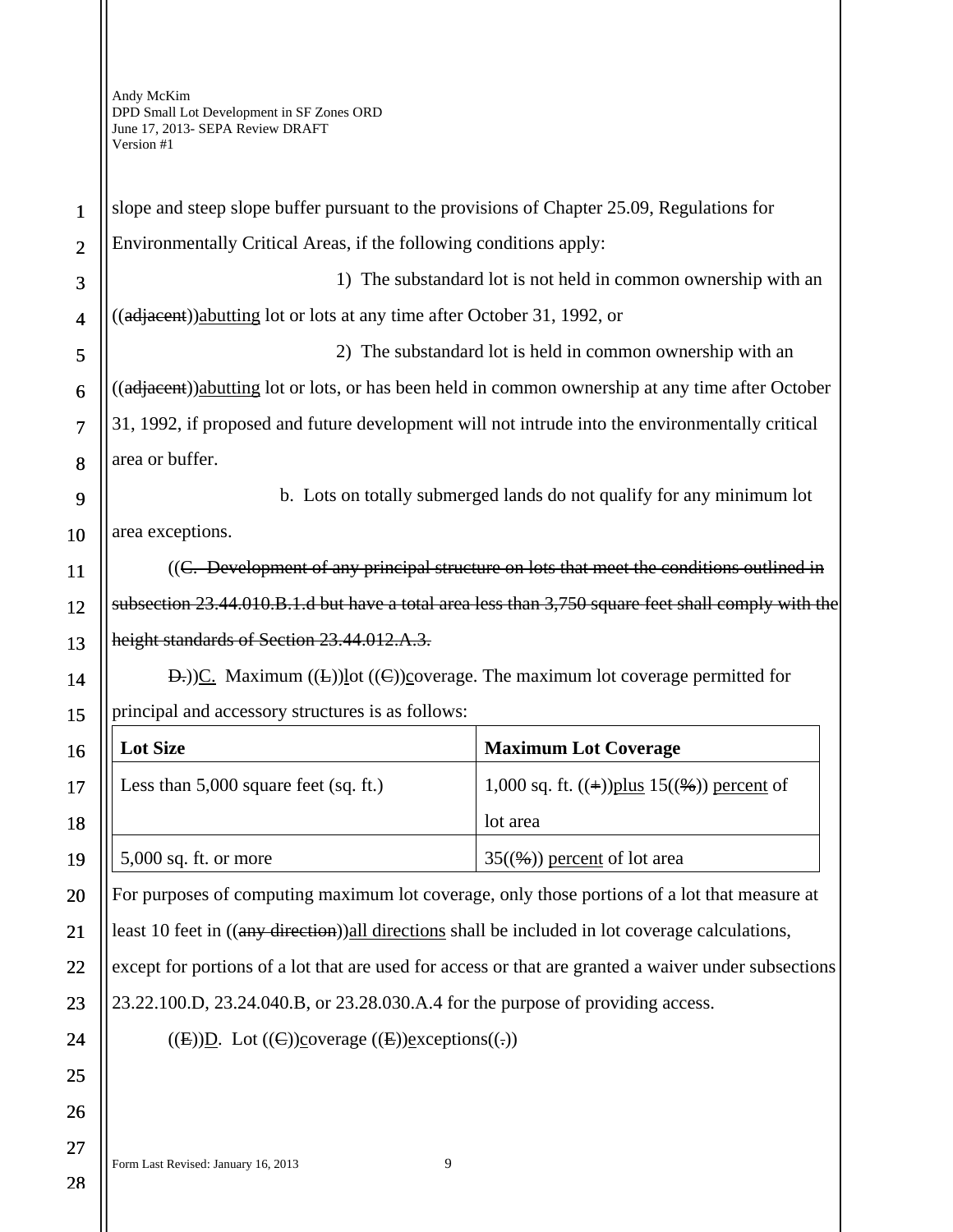slope and steep slope buffer pursuant to the provisions of Chapter 25.09, Regulations for Environmentally Critical Areas, if the following conditions apply:

1) The substandard lot is not held in common ownership with an ((~~adjacent~~))<u>abutting</u> lot or lots at any time after October 31, 1992, or

2) The substandard lot is held in common ownership with an ((~~adjacent~~))<u>abutting</u> lot or lots, or has been held in common ownership at any time after October 31, 1992, if proposed and future development will not intrude into the environmentally critical area or buffer.

b. Lots on totally submerged lands do not qualify for any minimum lot area exceptions.

((~~C. Development of any principal structure on lots that meet the conditions outlined in subsection 23.44.010.B.1.d but have a total area less than 3,750 square feet shall comply with the height standards of Section 23.44.012.A.3.~~

~~D.~~))<u>C.</u> Maximum ((~~L~~))<u>l</u>ot ((~~C~~))<u>c</u>overage. The maximum lot coverage permitted for principal and accessory structures is as follows:

| **Lot Size** | **Maximum Lot Coverage** |
|---|---|
| Less than 5,000 square feet (sq. ft.) | 1,000 sq. ft. ((~~+~~))<u>plus</u> 15((~~%~~)) <u>percent</u> of lot area |
| 5,000 sq. ft. or more | 35((~~%~~)) <u>percent</u> of lot area |

For purposes of computing maximum lot coverage, only those portions of a lot that measure at least 10 feet in ((~~any direction~~))<u>all directions</u> shall be included in lot coverage calculations, except for portions of a lot that are used for access or that are granted a waiver under subsections 23.22.100.D, 23.24.040.B, or 23.28.030.A.4 for the purpose of providing access.

((~~E~~))<u>D</u>. Lot ((~~C~~))<u>c</u>overage ((~~E~~))<u>e</u>xceptions((~~.~~))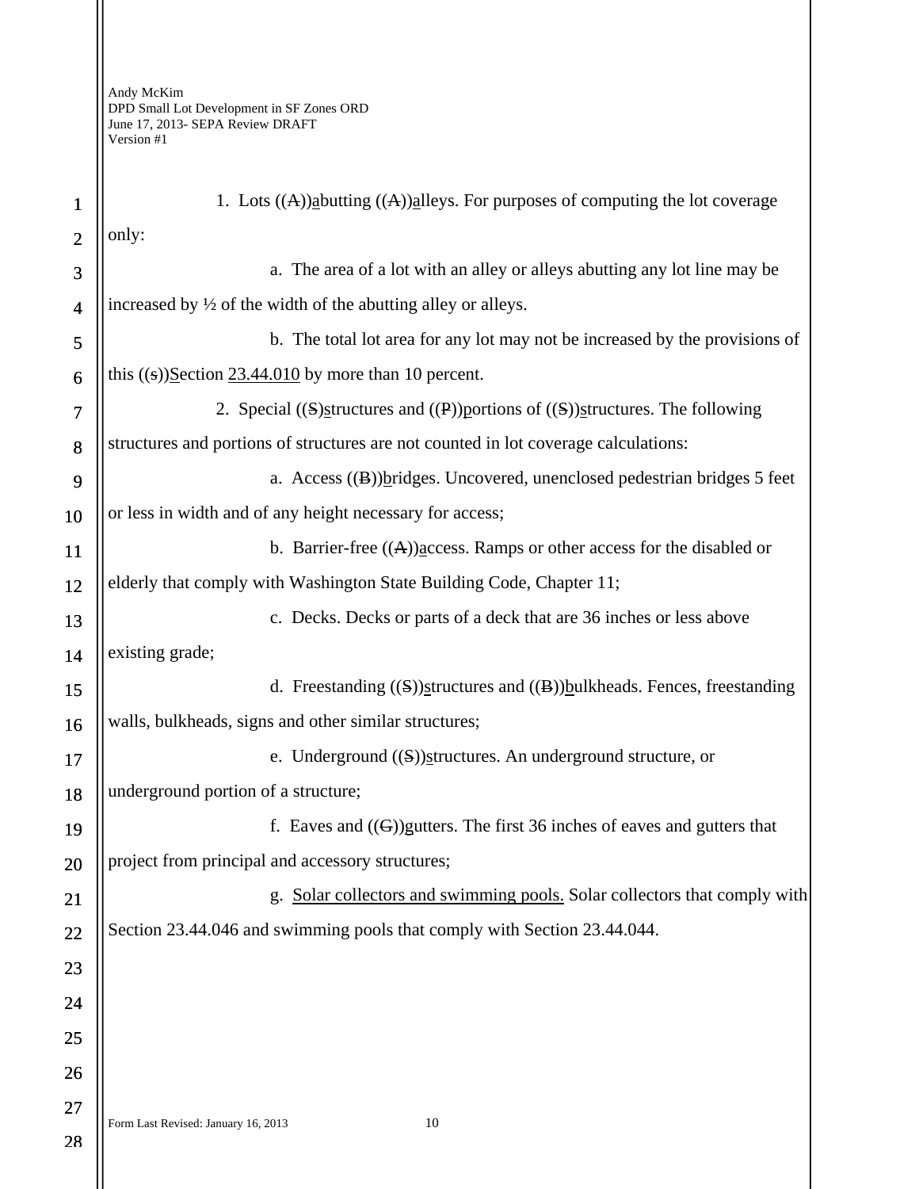1. Lots ((A))abutting ((A))alleys. For purposes of computing the lot coverage only:

a. The area of a lot with an alley or alleys abutting any lot line may be increased by ½ of the width of the abutting alley or alleys.

b. The total lot area for any lot may not be increased by the provisions of this ((s))Section 23.44.010 by more than 10 percent.

2. Special ((S))structures and ((P))portions of ((S))structures. The following structures and portions of structures are not counted in lot coverage calculations:

a. Access ((B))bridges. Uncovered, unenclosed pedestrian bridges 5 feet or less in width and of any height necessary for access;

b. Barrier-free ((A))access. Ramps or other access for the disabled or elderly that comply with Washington State Building Code, Chapter 11;

c. Decks. Decks or parts of a deck that are 36 inches or less above existing grade;

d. Freestanding ((S))structures and ((B))bulkheads. Fences, freestanding walls, bulkheads, signs and other similar structures;

e. Underground ((S))structures. An underground structure, or underground portion of a structure;

f. Eaves and ((G))gutters. The first 36 inches of eaves and gutters that project from principal and accessory structures;

g. Solar collectors and swimming pools. Solar collectors that comply with Section 23.44.046 and swimming pools that comply with Section 23.44.044.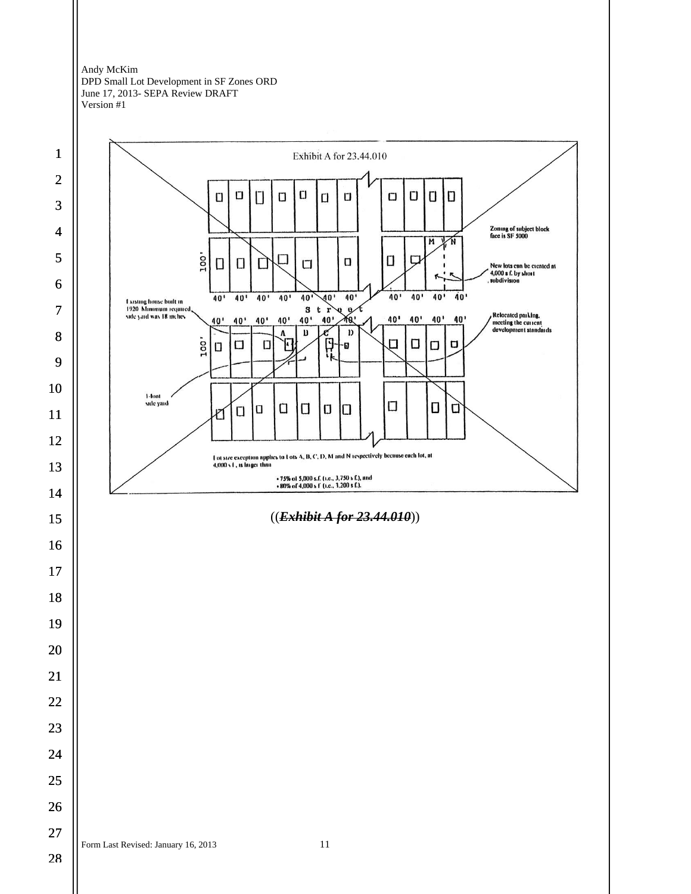Exhibit A for 23.44.010

Zoning of subject block face is SF 5000

New lots can be created at 4,000 s.f. by short subdivision

Existing house built in 1920. Minimum required side yard was 18 inches

Relocated parking, meeting the current development standards

1-foot side yard

Lot size exception applies to Lots A, B, C, D, M and N respectively because each lot, at 4,000 s.f., is larger than

- 75% of 5,000 s.f. (i.e., 3,750 s.f.), and
- 80% of 4,000 s.f. (i.e., 3,200 s.f.).

((~~*Exhibit A for 23.44.010*~~))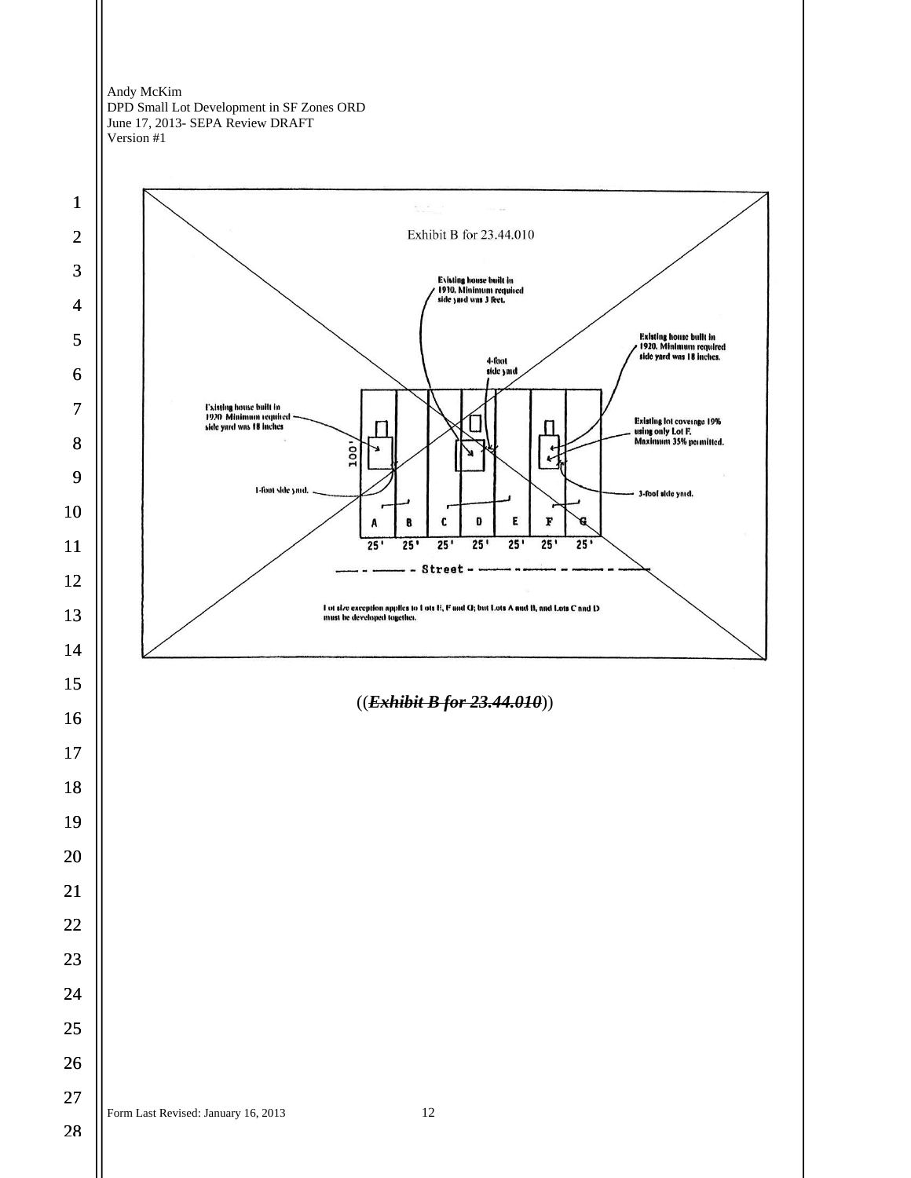Exhibit B for 23.44.010

Existing house built in 1910. Minimum required side yard was 3 feet.

Existing house built in 1920. Minimum required side yard was 18 inches.

4-foot side yard

Existing house built in 1920 Minimum required side yard was 18 inches

Existing lot coverage 19% using only Lot F. Maximum 35% permitted.

100'

1-foot side yard.

3-foot side yard.

A B C D E F G

25' 25' 25' 25' 25' 25' 25'

Street

Lot size exception applies to Lots E, F and G; but Lots A and B, and Lots C and D must be developed together.

((~~***Exhibit B for 23.44.010***~~))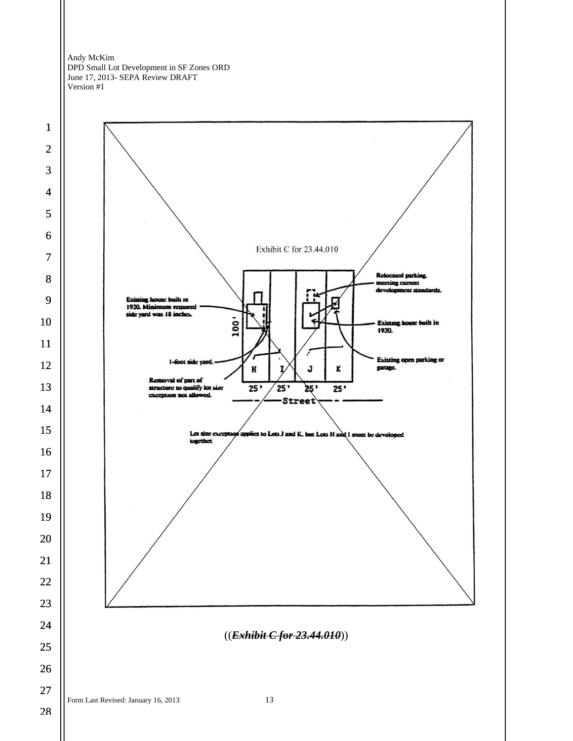Exhibit C for 23.44.010

Existing house built in 1920. Minimum required side yard was 18 inches.

Relocated parking meeting current development standards.

Existing house built in 1920.

Existing open parking or garage.

1-foot side yard.

Removal of part of structure to qualify lot size exception not allowed.

100'

H I J K

25' 25' 25' 25'

Street

Lot size exception applies to Lots J and K, but Lots H and I must be developed together.

((~~***Exhibit C for 23.44.010***~~))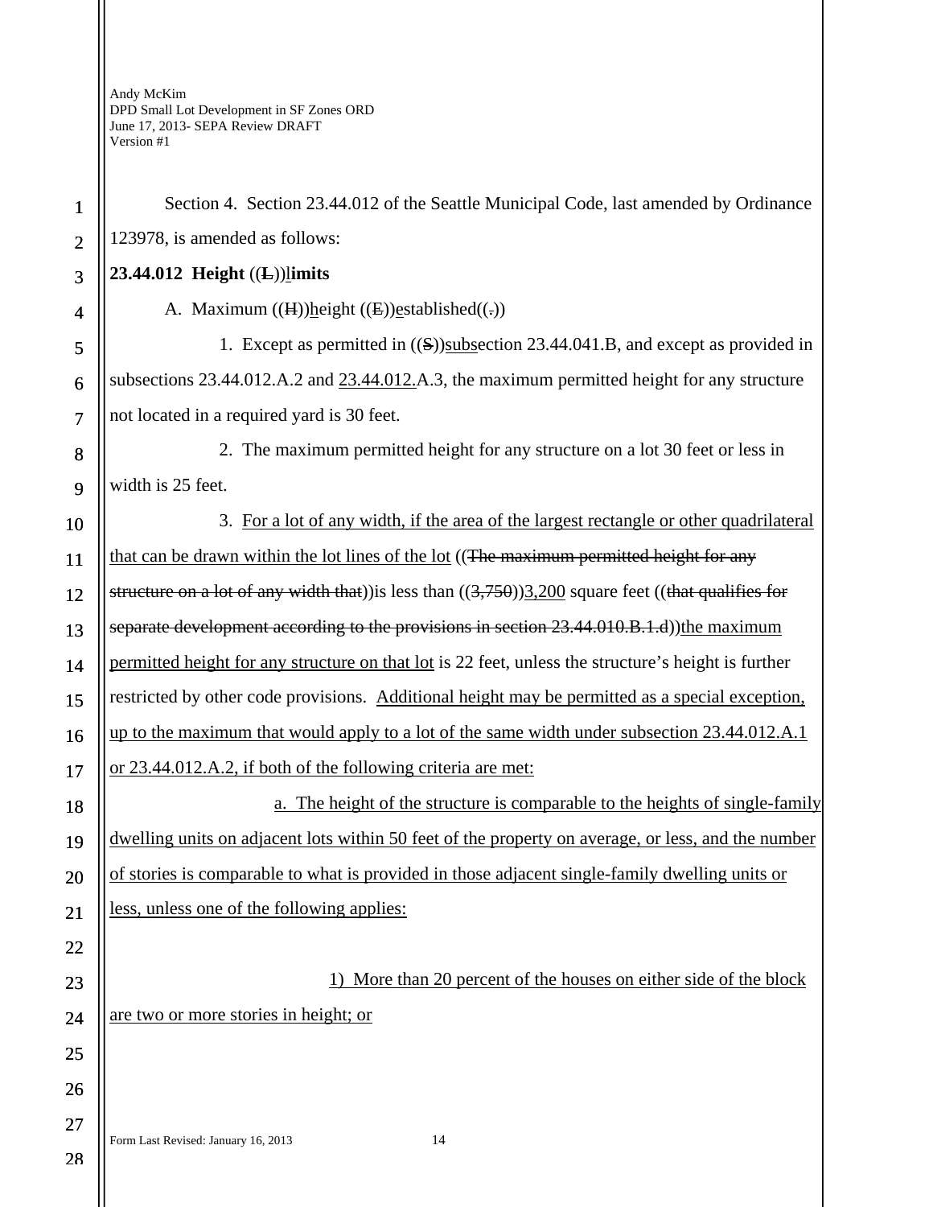Section 4. Section 23.44.012 of the Seattle Municipal Code, last amended by Ordinance 123978, is amended as follows:

**23.44.012 Height ((L))limits**

A. Maximum ((H))height ((E))established((.))

1. Except as permitted in ((S))subsection 23.44.041.B, and except as provided in subsections 23.44.012.A.2 and 23.44.012.A.3, the maximum permitted height for any structure not located in a required yard is 30 feet.

2. The maximum permitted height for any structure on a lot 30 feet or less in width is 25 feet.

3. For a lot of any width, if the area of the largest rectangle or other quadrilateral that can be drawn within the lot lines of the lot ((The maximum permitted height for any structure on a lot of any width that))is less than ((3,750))3,200 square feet ((that qualifies for separate development according to the provisions in section 23.44.010.B.1.d))the maximum permitted height for any structure on that lot is 22 feet, unless the structure's height is further restricted by other code provisions. Additional height may be permitted as a special exception, up to the maximum that would apply to a lot of the same width under subsection 23.44.012.A.1 or 23.44.012.A.2, if both of the following criteria are met:

a. The height of the structure is comparable to the heights of single-family dwelling units on adjacent lots within 50 feet of the property on average, or less, and the number of stories is comparable to what is provided in those adjacent single-family dwelling units or less, unless one of the following applies:

1) More than 20 percent of the houses on either side of the block are two or more stories in height; or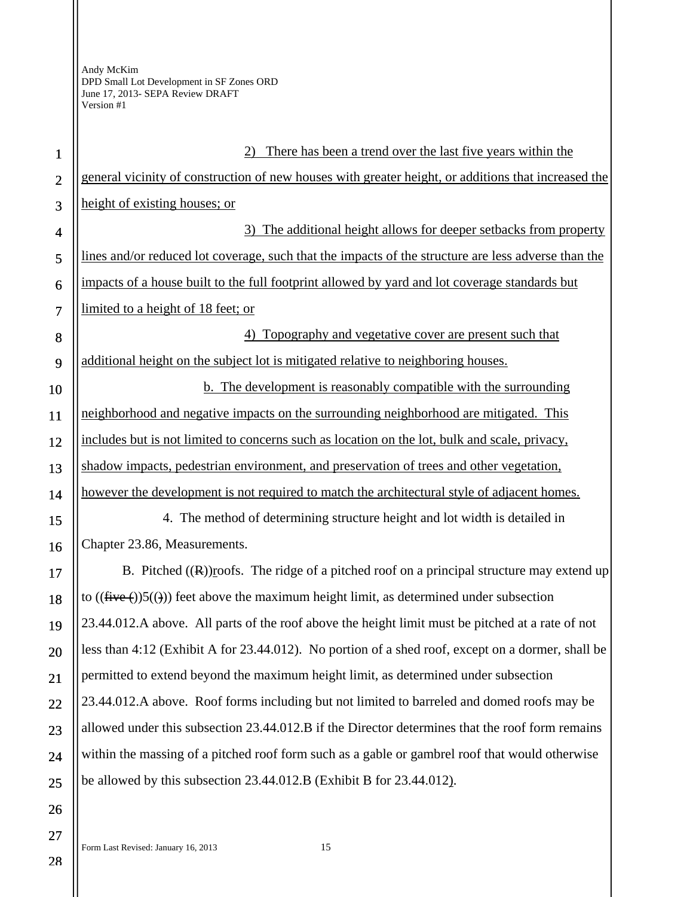2) There has been a trend over the last five years within the general vicinity of construction of new houses with greater height, or additions that increased the height of existing houses; or

3) The additional height allows for deeper setbacks from property lines and/or reduced lot coverage, such that the impacts of the structure are less adverse than the impacts of a house built to the full footprint allowed by yard and lot coverage standards but limited to a height of 18 feet; or

4) Topography and vegetative cover are present such that additional height on the subject lot is mitigated relative to neighboring houses.

b. The development is reasonably compatible with the surrounding neighborhood and negative impacts on the surrounding neighborhood are mitigated. This includes but is not limited to concerns such as location on the lot, bulk and scale, privacy, shadow impacts, pedestrian environment, and preservation of trees and other vegetation, however the development is not required to match the architectural style of adjacent homes.

4. The method of determining structure height and lot width is detailed in Chapter 23.86, Measurements.

B. Pitched ((R))roofs. The ridge of a pitched roof on a principal structure may extend up to ((~~five (~~))5((~~)~~)) feet above the maximum height limit, as determined under subsection 23.44.012.A above. All parts of the roof above the height limit must be pitched at a rate of not less than 4:12 (Exhibit A for 23.44.012). No portion of a shed roof, except on a dormer, shall be permitted to extend beyond the maximum height limit, as determined under subsection 23.44.012.A above. Roof forms including but not limited to barreled and domed roofs may be allowed under this subsection 23.44.012.B if the Director determines that the roof form remains within the massing of a pitched roof form such as a gable or gambrel roof that would otherwise be allowed by this subsection 23.44.012.B (Exhibit B for 23.44.012).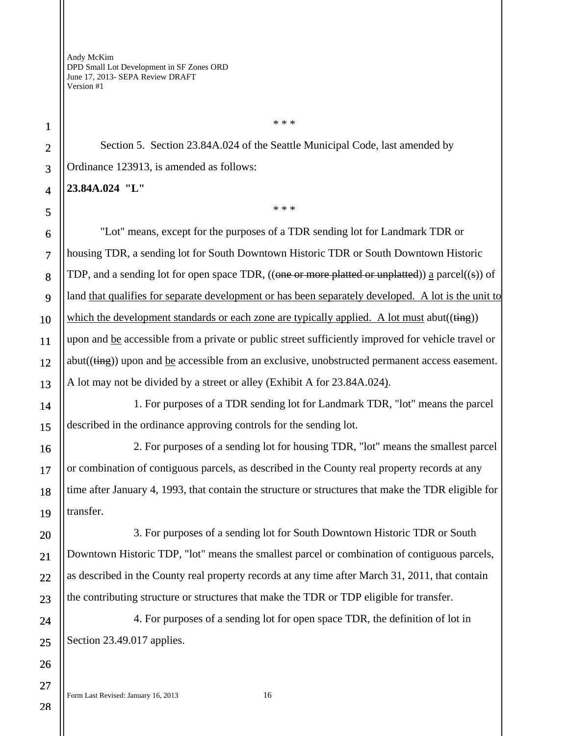\* \* \*

Section 5. Section 23.84A.024 of the Seattle Municipal Code, last amended by Ordinance 123913, is amended as follows:

**23.84A.024 "L"**

\* \* \*

"Lot" means, except for the purposes of a TDR sending lot for Landmark TDR or housing TDR, a sending lot for South Downtown Historic TDR or South Downtown Historic TDP, and a sending lot for open space TDR, ((~~one or more platted or unplatted~~)) <u>a</u> parcel((~~s~~)) of land <u>that qualifies for separate development or has been separately developed. A lot is the unit to which the development standards or each zone are typically applied. A lot must</u> abut((~~ting~~)) upon and <u>be</u> accessible from a private or public street sufficiently improved for vehicle travel or abut((~~ting~~)) upon and <u>be</u> accessible from an exclusive, unobstructed permanent access easement. A lot may not be divided by a street or alley (Exhibit A for 23.84A.024).

1. For purposes of a TDR sending lot for Landmark TDR, "lot" means the parcel described in the ordinance approving controls for the sending lot.

2. For purposes of a sending lot for housing TDR, "lot" means the smallest parcel or combination of contiguous parcels, as described in the County real property records at any time after January 4, 1993, that contain the structure or structures that make the TDR eligible for transfer.

3. For purposes of a sending lot for South Downtown Historic TDR or South Downtown Historic TDP, "lot" means the smallest parcel or combination of contiguous parcels, as described in the County real property records at any time after March 31, 2011, that contain the contributing structure or structures that make the TDR or TDP eligible for transfer.

4. For purposes of a sending lot for open space TDR, the definition of lot in Section 23.49.017 applies.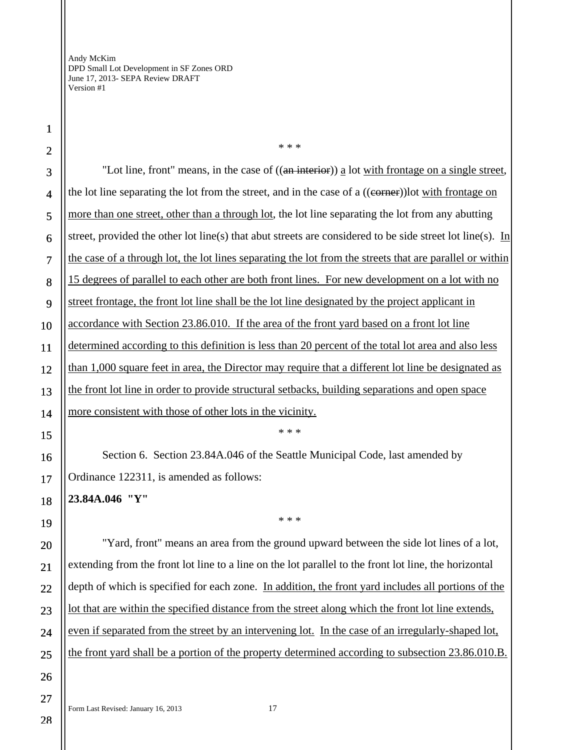\* \* \*

"Lot line, front" means, in the case of ((~~an interior~~)) <u>a</u> lot <u>with frontage on a single street</u>, the lot line separating the lot from the street, and in the case of a ((~~corner~~))lot <u>with frontage on more than one street, other than a through lot</u>, the lot line separating the lot from any abutting street, provided the other lot line(s) that abut streets are considered to be side street lot line(s). <u>In the case of a through lot, the lot lines separating the lot from the streets that are parallel or within 15 degrees of parallel to each other are both front lines. For new development on a lot with no street frontage, the front lot line shall be the lot line designated by the project applicant in accordance with Section 23.86.010. If the area of the front yard based on a front lot line determined according to this definition is less than 20 percent of the total lot area and also less than 1,000 square feet in area, the Director may require that a different lot line be designated as the front lot line in order to provide structural setbacks, building separations and open space more consistent with those of other lots in the vicinity.</u>

\* \* \*

Section 6. Section 23.84A.046 of the Seattle Municipal Code, last amended by Ordinance 122311, is amended as follows:

**23.84A.046 "Y"**

\* \* \*

"Yard, front" means an area from the ground upward between the side lot lines of a lot, extending from the front lot line to a line on the lot parallel to the front lot line, the horizontal depth of which is specified for each zone. <u>In addition, the front yard includes all portions of the lot that are within the specified distance from the street along which the front lot line extends, even if separated from the street by an intervening lot.</u> <u>In the case of an irregularly-shaped lot, the front yard shall be a portion of the property determined according to subsection 23.86.010.B.</u>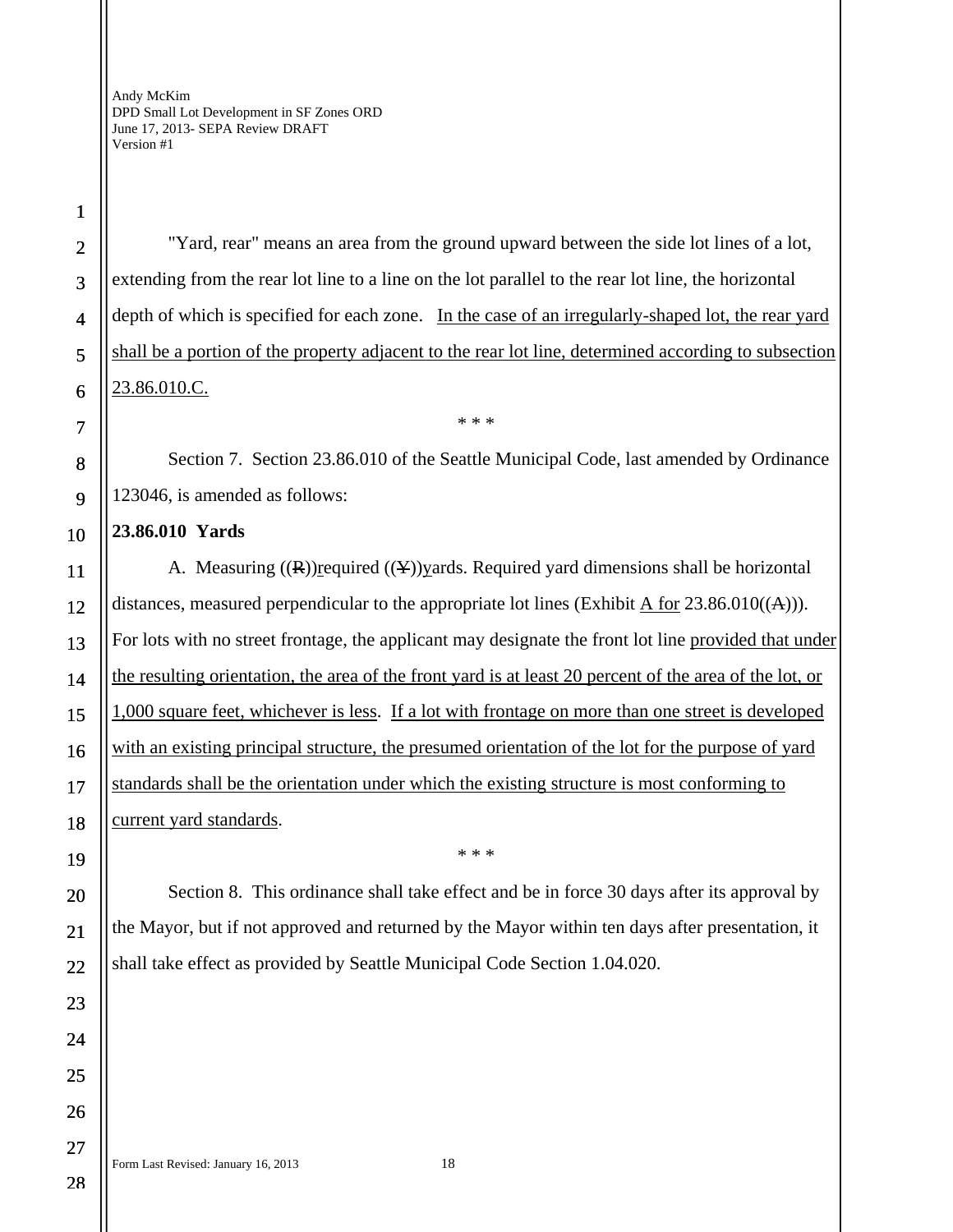"Yard, rear" means an area from the ground upward between the side lot lines of a lot, extending from the rear lot line to a line on the lot parallel to the rear lot line, the horizontal depth of which is specified for each zone. In the case of an irregularly-shaped lot, the rear yard shall be a portion of the property adjacent to the rear lot line, determined according to subsection 23.86.010.C.

\* \* \*

Section 7. Section 23.86.010 of the Seattle Municipal Code, last amended by Ordinance 123046, is amended as follows:

**23.86.010 Yards**

A. Measuring ((~~R~~))required ((~~Y~~))yards. Required yard dimensions shall be horizontal distances, measured perpendicular to the appropriate lot lines (Exhibit A for 23.86.010((~~A~~))). For lots with no street frontage, the applicant may designate the front lot line provided that under the resulting orientation, the area of the front yard is at least 20 percent of the area of the lot, or 1,000 square feet, whichever is less. If a lot with frontage on more than one street is developed with an existing principal structure, the presumed orientation of the lot for the purpose of yard standards shall be the orientation under which the existing structure is most conforming to current yard standards.

\* \* \*

Section 8. This ordinance shall take effect and be in force 30 days after its approval by the Mayor, but if not approved and returned by the Mayor within ten days after presentation, it shall take effect as provided by Seattle Municipal Code Section 1.04.020.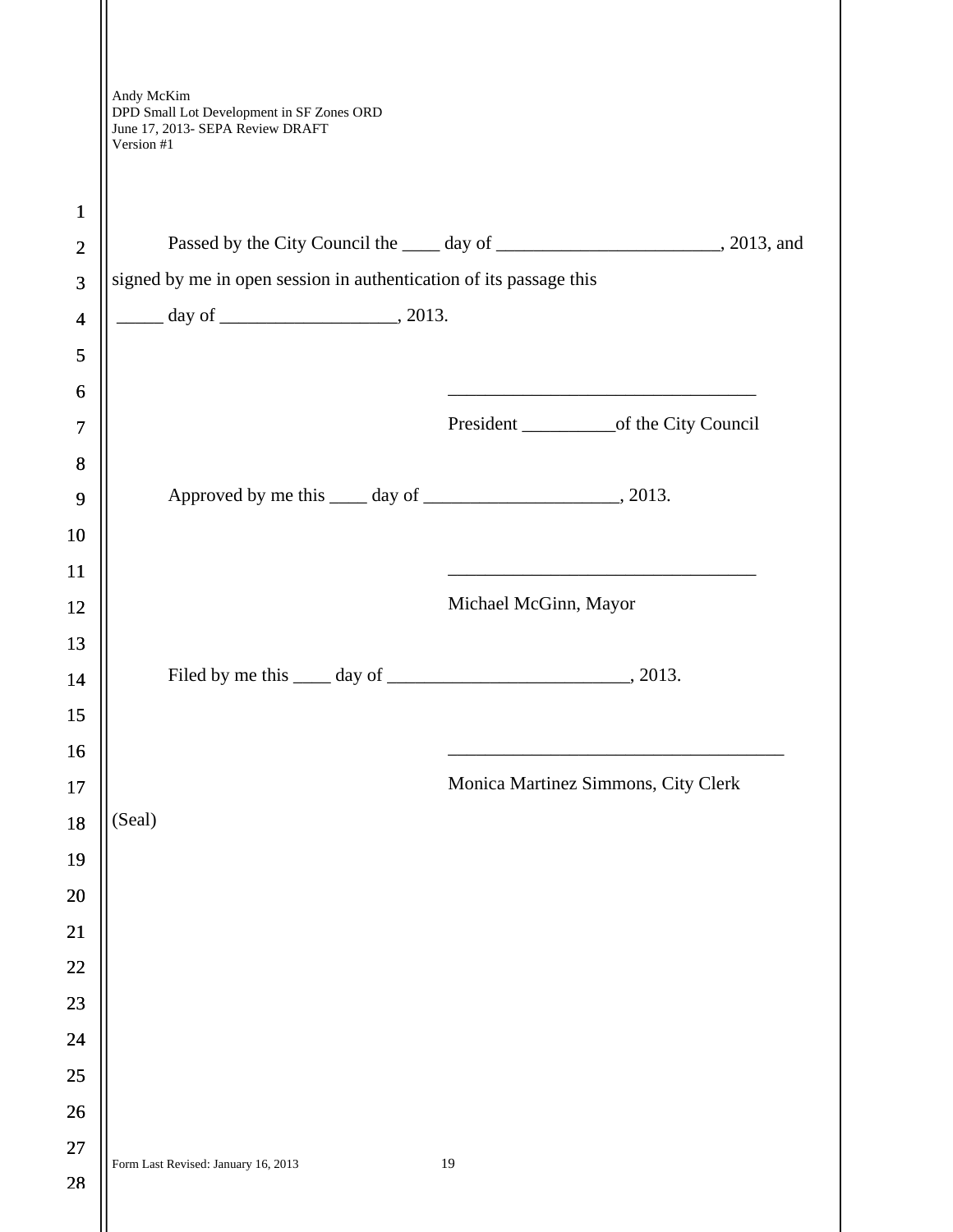Passed by the City Council the ____ day of ________________________, 2013, and signed by me in open session in authentication of its passage this

_____ day of ___________________, 2013.

_________________________________

President __________of the City Council

Approved by me this ____ day of _____________________, 2013.

_________________________________

Michael McGinn, Mayor

Filed by me this ____ day of __________________________, 2013.

____________________________________

Monica Martinez Simmons, City Clerk

(Seal)